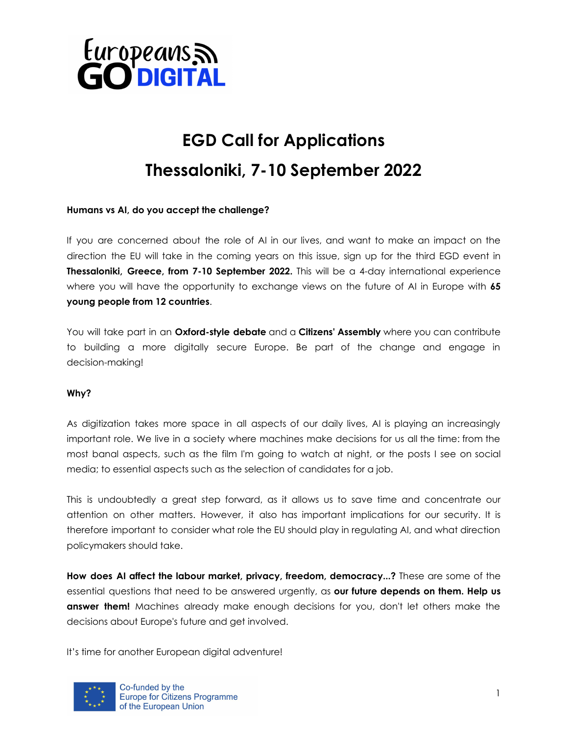# EGD Call for Applications

# Thessaloniki, 7-10 September 2022

**Humans vs AI, do you accept the challenge?**

If you are concerned about the role of AI in our lives, and want to make an impact on the direction the EU will take in the coming years on this issue, sign up for the third EGD event in **Thessaloniki, Greece, from 7-10 September 2022.** This will be a 4-day international experience where you will have the opportunity to exchange views on the future of AI in Europe with **65 young people from 12 countries**.

You will take part in an **Oxford-style debate** and a **Citizens' Assembly** where you can contribute to building a more digitally secure Europe. Be part of the change and engage in decision-making!

**Why?**

As digitization takes more space in all aspects of our daily lives, AI is playing an increasingly important role. We live in a society where machines make decisions for us all the time: from the most banal aspects, such as the film I'm going to watch at night, or the posts I see on social media; to essential aspects such as the selection of candidates for a job.

This is undoubtedly a great step forward, as it allows us to save time and concentrate our attention on other matters. However, it also has important implications for our security. It is therefore important to consider what role the EU should play in regulating AI, and what direction policymakers should take.

**How does AI affect the labour market, privacy, freedom, democracy...?** These are some of the essential questions that need to be answered urgently, as **our future depends on them. Help us answer them!** Machines already make enough decisions for you, don't let others make the decisions about Europe's future and get involved.

It's time for another European digital adventure!

Co-funded by the Europe for Citizens Programme of the European Union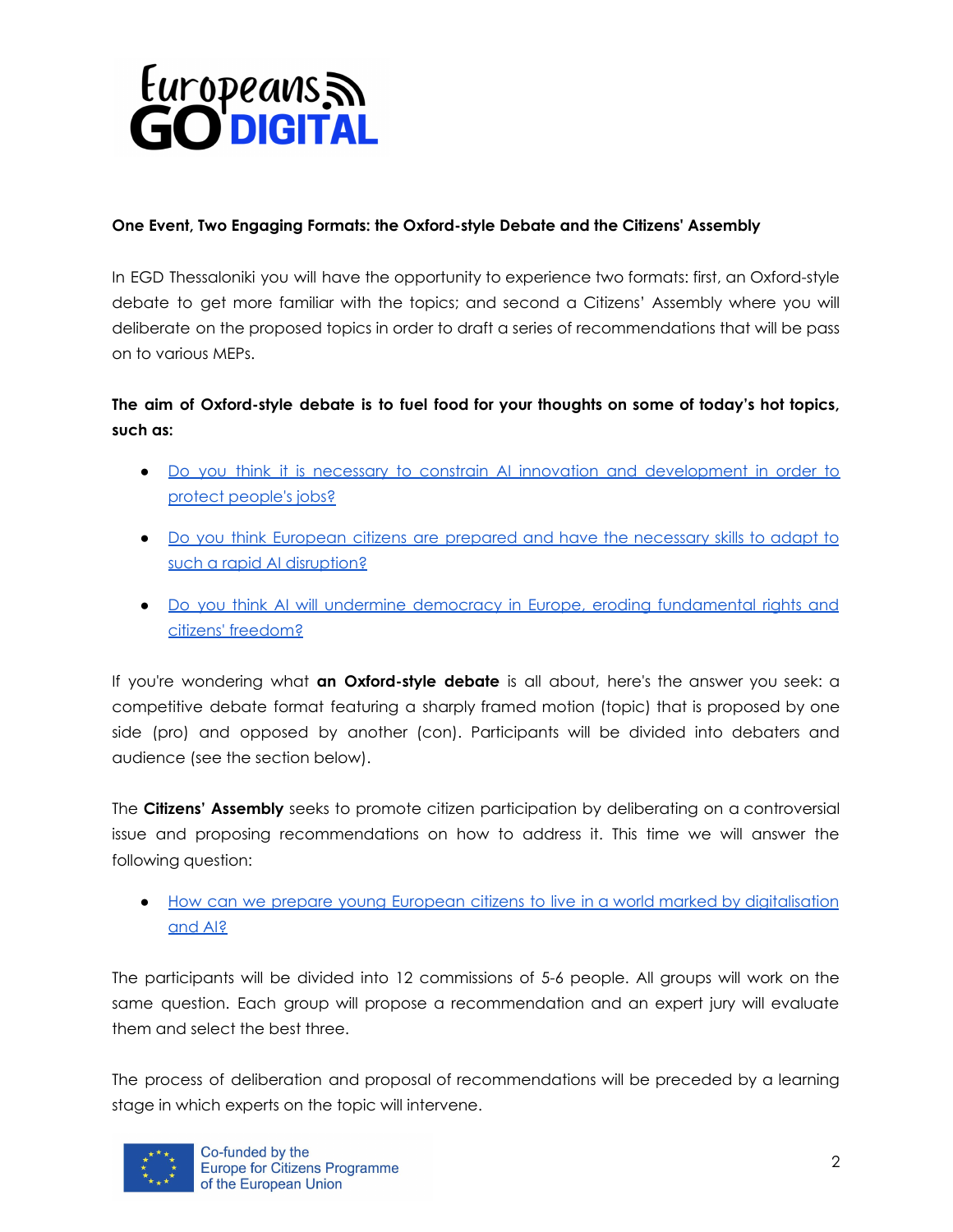**One Event, Two Engaging Formats: the Oxford-style Debate and the Citizens' Assembly**

In EGD Thessaloniki you will have the opportunity to experience two formats: first, an Oxford-style debate to get more familiar with the topics; and second a Citizens' Assembly where you will deliberate on the proposed topics in order to draft a series of recommendations that will be pass on to various MEPs.

**The aim of Oxford-style debate is to fuel food for your thoughts on some of today's hot topics, such as:**

- Do you think it is necessary to constrain AI innovation and development in order to protect people's jobs?
- Do you think European citizens are prepared and have the necessary skills to adapt to such a rapid AI disruption?
- Do you think AI will undermine democracy in Europe, eroding fundamental rights and citizens' freedom?

If you're wondering what **an Oxford-style debate** is all about, here's the answer you seek: a competitive debate format featuring a sharply framed motion (topic) that is proposed by one side (pro) and opposed by another (con). Participants will be divided into debaters and audience (see the section below).

The **Citizens' Assembly** seeks to promote citizen participation by deliberating on a controversial issue and proposing recommendations on how to address it. This time we will answer the following question:

- How can we prepare young European citizens to live in a world marked by digitalisation and AI?

The participants will be divided into 12 commissions of 5-6 people. All groups will work on the same question. Each group will propose a recommendation and an expert jury will evaluate them and select the best three.

The process of deliberation and proposal of recommendations will be preceded by a learning stage in which experts on the topic will intervene.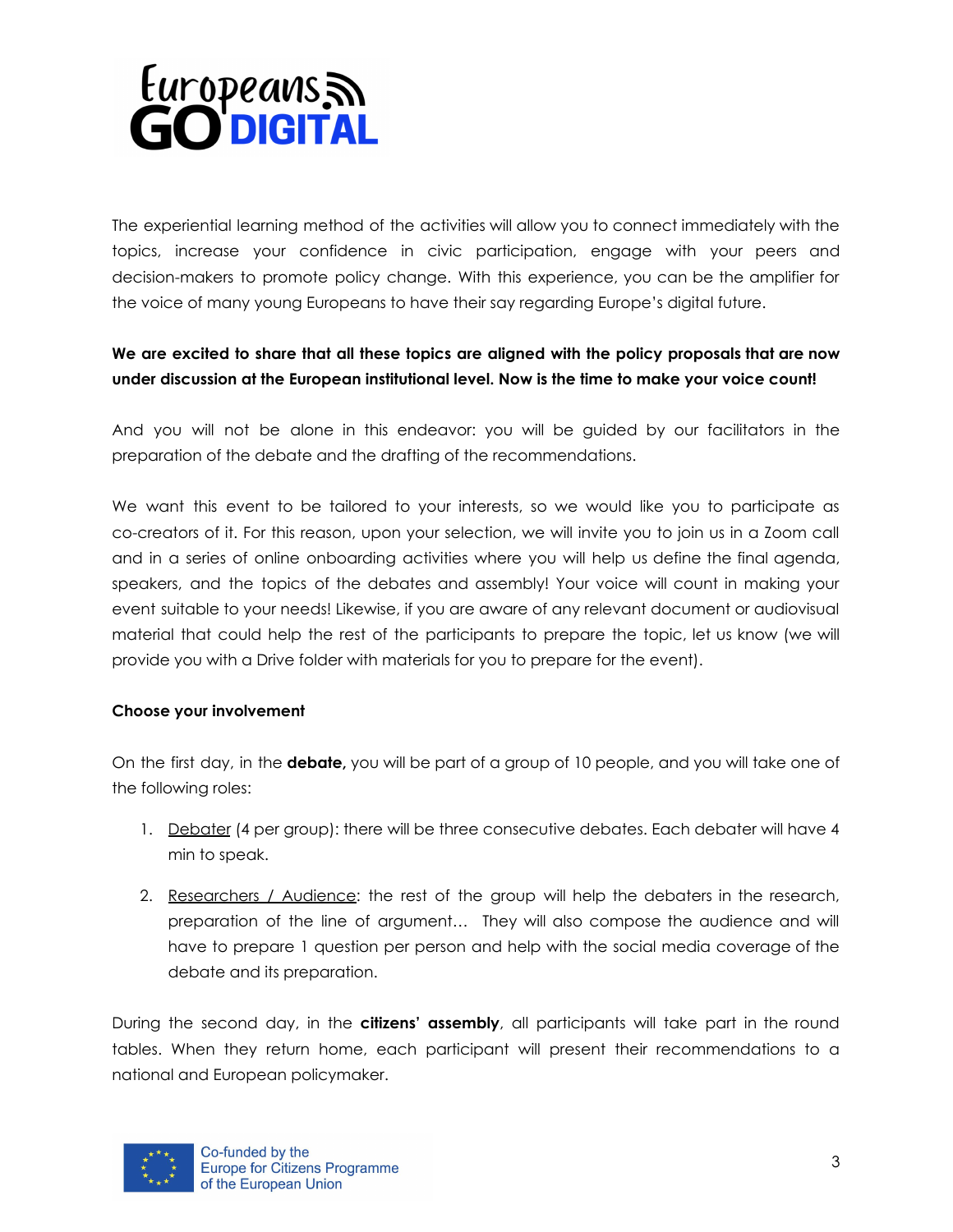The experiential learning method of the activities will allow you to connect immediately with the topics, increase your confidence in civic participation, engage with your peers and decision-makers to promote policy change. With this experience, you can be the amplifier for the voice of many young Europeans to have their say regarding Europe's digital future.

**We are excited to share that all these topics are aligned with the policy proposals that are now under discussion at the European institutional level. Now is the time to make your voice count!**

And you will not be alone in this endeavor: you will be guided by our facilitators in the preparation of the debate and the drafting of the recommendations.

We want this event to be tailored to your interests, so we would like you to participate as co-creators of it. For this reason, upon your selection, we will invite you to join us in a Zoom call and in a series of online onboarding activities where you will help us define the final agenda, speakers, and the topics of the debates and assembly! Your voice will count in making your event suitable to your needs! Likewise, if you are aware of any relevant document or audiovisual material that could help the rest of the participants to prepare the topic, let us know (we will provide you with a Drive folder with materials for you to prepare for the event).

**Choose your involvement**

On the first day, in the **debate,** you will be part of a group of 10 people, and you will take one of the following roles:

1. Debater (4 per group): there will be three consecutive debates. Each debater will have 4 min to speak.
2. Researchers / Audience: the rest of the group will help the debaters in the research, preparation of the line of argument… They will also compose the audience and will have to prepare 1 question per person and help with the social media coverage of the debate and its preparation.

During the second day, in the **citizens' assembly**, all participants will take part in the round tables. When they return home, each participant will present their recommendations to a national and European policymaker.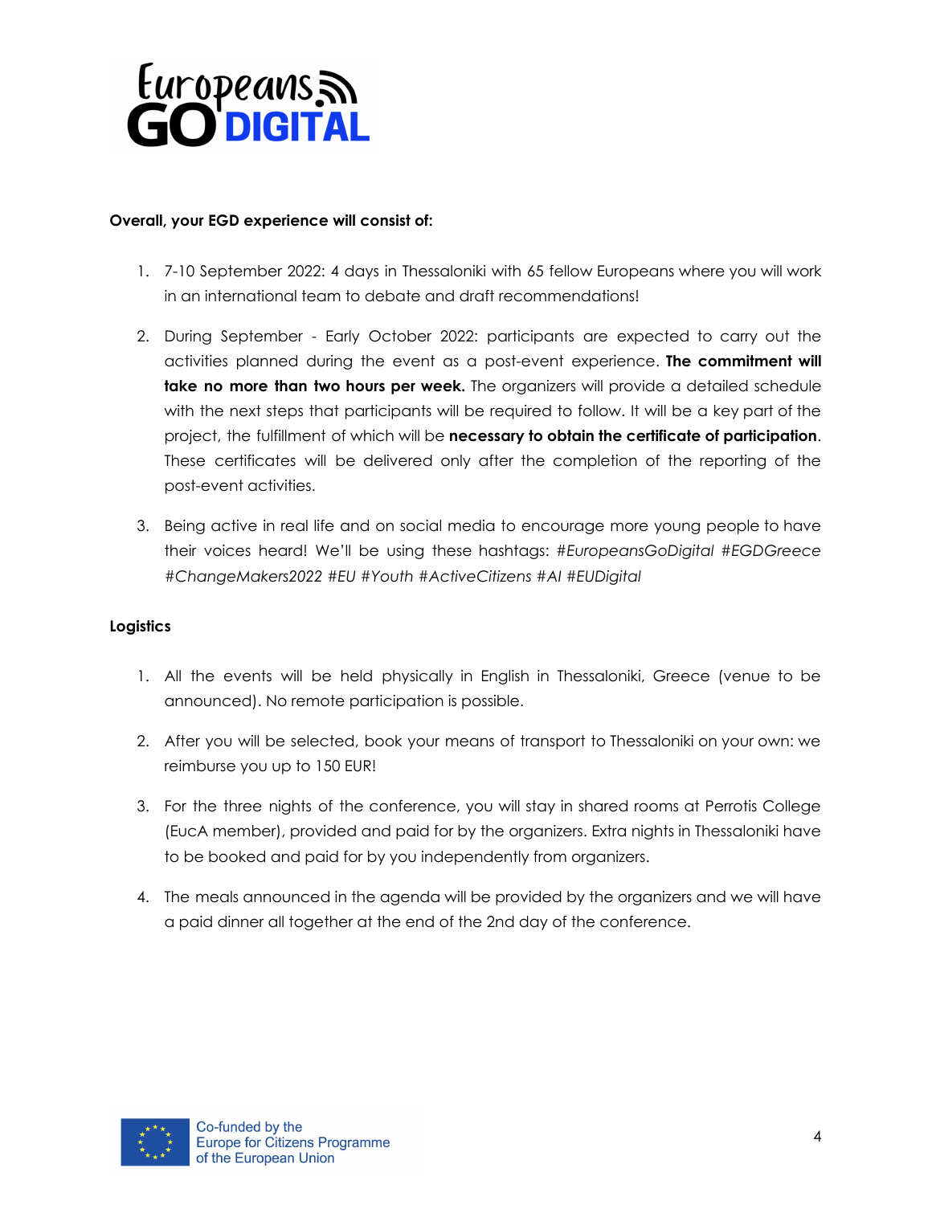**Overall, your EGD experience will consist of:**

1. 7-10 September 2022: 4 days in Thessaloniki with 65 fellow Europeans where you will work in an international team to debate and draft recommendations!
2. During September - Early October 2022: participants are expected to carry out the activities planned during the event as a post-event experience. **The commitment will take no more than two hours per week.** The organizers will provide a detailed schedule with the next steps that participants will be required to follow. It will be a key part of the project, the fulfillment of which will be **necessary to obtain the certificate of participation**. These certificates will be delivered only after the completion of the reporting of the post-event activities.
3. Being active in real life and on social media to encourage more young people to have their voices heard! We'll be using these hashtags: *#EuropeansGoDigital #EGDGreece #ChangeMakers2022 #EU #Youth #ActiveCitizens #AI #EUDigital*

**Logistics**

1. All the events will be held physically in English in Thessaloniki, Greece (venue to be announced). No remote participation is possible.
2. After you will be selected, book your means of transport to Thessaloniki on your own: we reimburse you up to 150 EUR!
3. For the three nights of the conference, you will stay in shared rooms at Perrotis College (EucA member), provided and paid for by the organizers. Extra nights in Thessaloniki have to be booked and paid for by you independently from organizers.
4. The meals announced in the agenda will be provided by the organizers and we will have a paid dinner all together at the end of the 2nd day of the conference.

Co-funded by the Europe for Citizens Programme of the European Union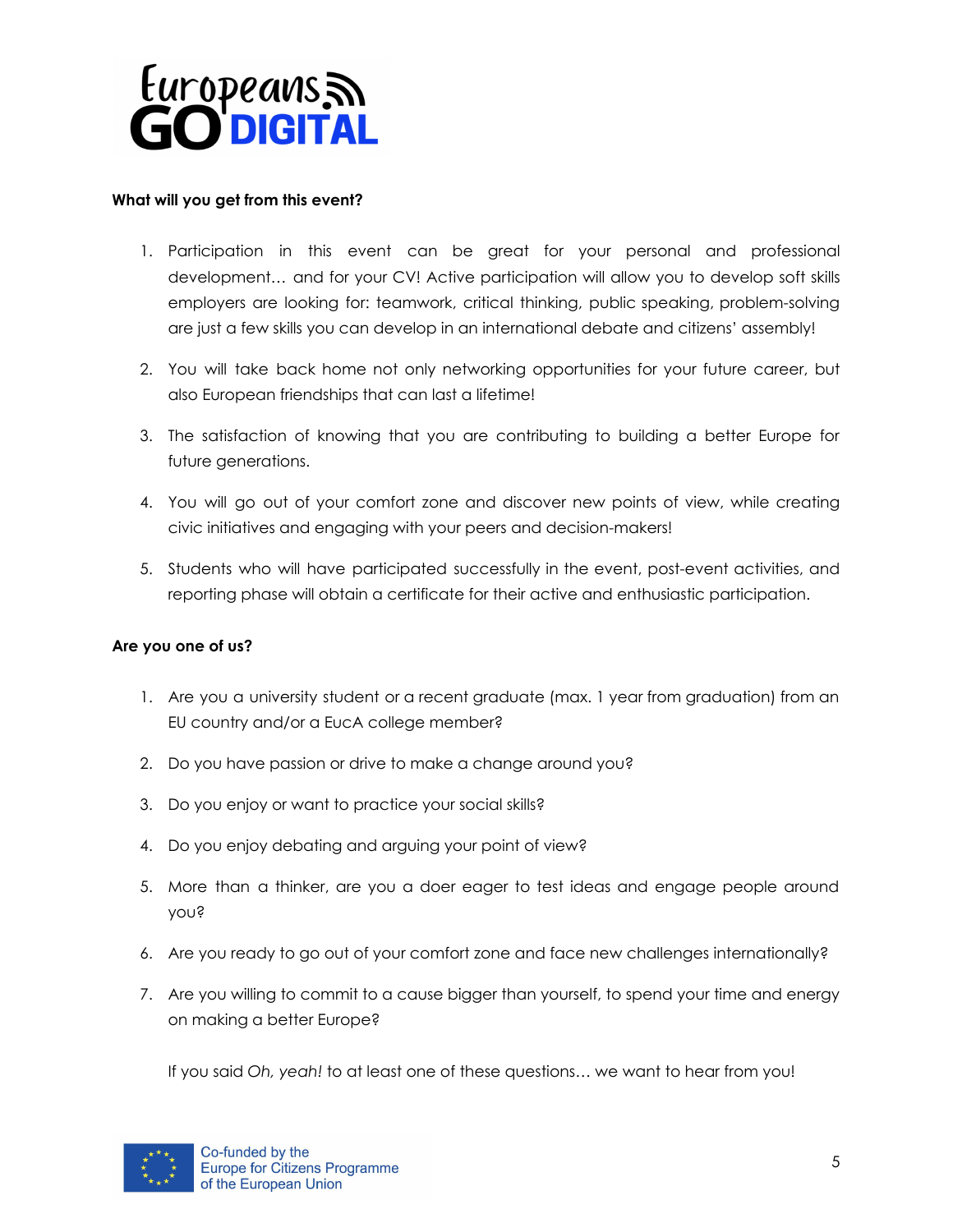**What will you get from this event?**

1. Participation in this event can be great for your personal and professional development… and for your CV! Active participation will allow you to develop soft skills employers are looking for: teamwork, critical thinking, public speaking, problem-solving are just a few skills you can develop in an international debate and citizens' assembly!

2. You will take back home not only networking opportunities for your future career, but also European friendships that can last a lifetime!

3. The satisfaction of knowing that you are contributing to building a better Europe for future generations.

4. You will go out of your comfort zone and discover new points of view, while creating civic initiatives and engaging with your peers and decision-makers!

5. Students who will have participated successfully in the event, post-event activities, and reporting phase will obtain a certificate for their active and enthusiastic participation.

**Are you one of us?**

1. Are you a university student or a recent graduate (max. 1 year from graduation) from an EU country and/or a EucA college member?

2. Do you have passion or drive to make a change around you?

3. Do you enjoy or want to practice your social skills?

4. Do you enjoy debating and arguing your point of view?

5. More than a thinker, are you a doer eager to test ideas and engage people around you?

6. Are you ready to go out of your comfort zone and face new challenges internationally?

7. Are you willing to commit to a cause bigger than yourself, to spend your time and energy on making a better Europe?

If you said *Oh, yeah!* to at least one of these questions… we want to hear from you!

Co-funded by the Europe for Citizens Programme of the European Union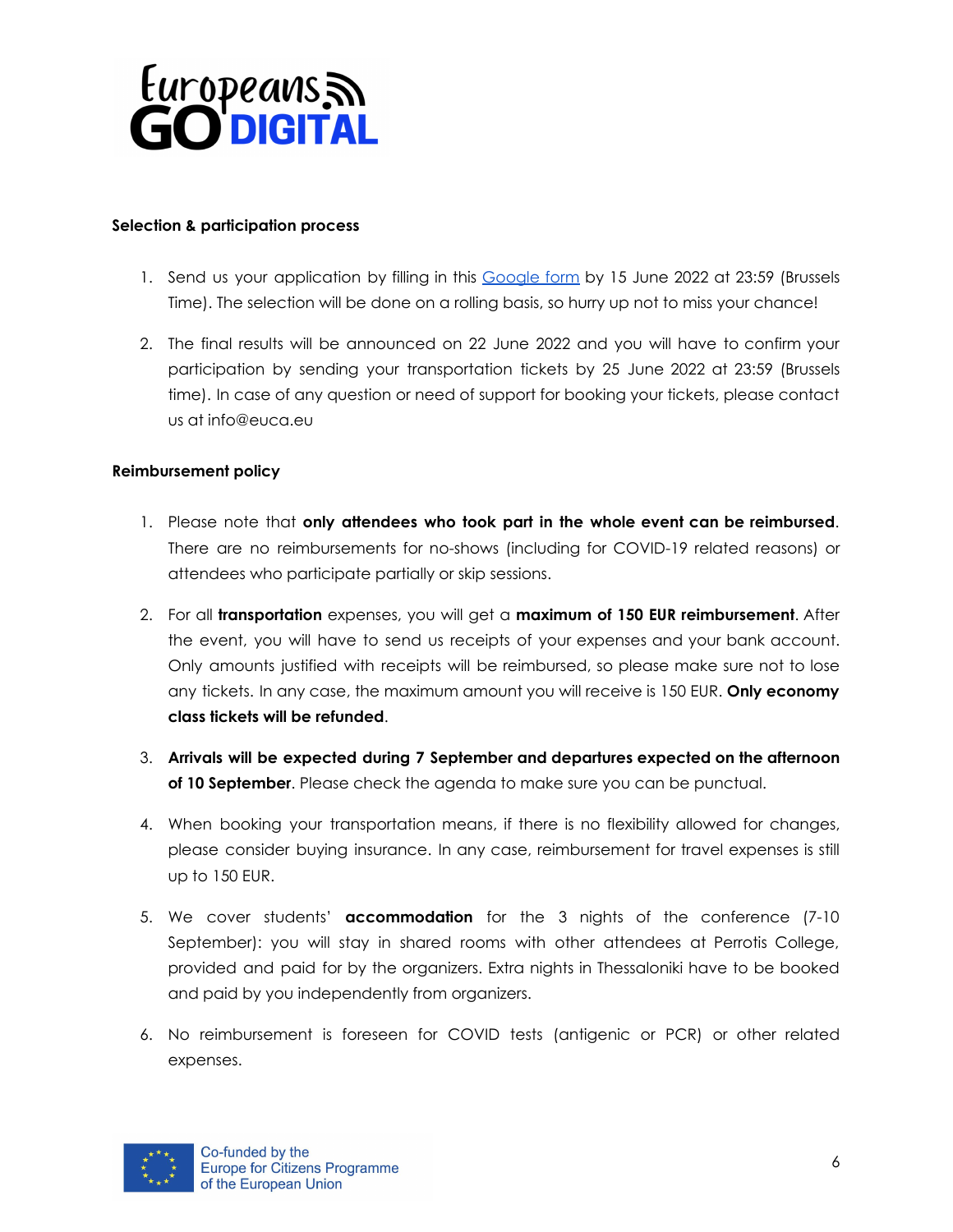**Selection & participation process**

1. Send us your application by filling in this [Google form](#) by 15 June 2022 at 23:59 (Brussels Time). The selection will be done on a rolling basis, so hurry up not to miss your chance!

2. The final results will be announced on 22 June 2022 and you will have to confirm your participation by sending your transportation tickets by 25 June 2022 at 23:59 (Brussels time). In case of any question or need of support for booking your tickets, please contact us at info@euca.eu

**Reimbursement policy**

1. Please note that **only attendees who took part in the whole event can be reimbursed**. There are no reimbursements for no-shows (including for COVID-19 related reasons) or attendees who participate partially or skip sessions.

2. For all **transportation** expenses, you will get a **maximum of 150 EUR reimbursement**. After the event, you will have to send us receipts of your expenses and your bank account. Only amounts justified with receipts will be reimbursed, so please make sure not to lose any tickets. In any case, the maximum amount you will receive is 150 EUR. **Only economy class tickets will be refunded**.

3. **Arrivals will be expected during 7 September and departures expected on the afternoon of 10 September**. Please check the agenda to make sure you can be punctual.

4. When booking your transportation means, if there is no flexibility allowed for changes, please consider buying insurance. In any case, reimbursement for travel expenses is still up to 150 EUR.

5. We cover students' **accommodation** for the 3 nights of the conference (7-10 September): you will stay in shared rooms with other attendees at Perrotis College, provided and paid for by the organizers. Extra nights in Thessaloniki have to be booked and paid by you independently from organizers.

6. No reimbursement is foreseen for COVID tests (antigenic or PCR) or other related expenses.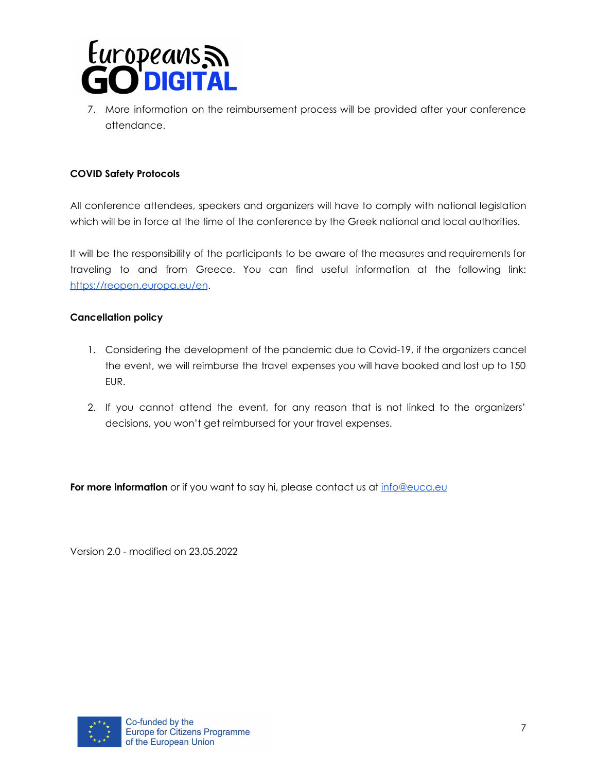7. More information on the reimbursement process will be provided after your conference attendance.

**COVID Safety Protocols**

All conference attendees, speakers and organizers will have to comply with national legislation which will be in force at the time of the conference by the Greek national and local authorities.

It will be the responsibility of the participants to be aware of the measures and requirements for traveling to and from Greece. You can find useful information at the following link: [https://reopen.europa.eu/en](https://reopen.europa.eu/en).

**Cancellation policy**

1. Considering the development of the pandemic due to Covid-19, if the organizers cancel the event, we will reimburse the travel expenses you will have booked and lost up to 150 EUR.

2. If you cannot attend the event, for any reason that is not linked to the organizers' decisions, you won't get reimbursed for your travel expenses.

**For more information** or if you want to say hi, please contact us at [info@euca.eu](mailto:info@euca.eu)

Version 2.0 - modified on 23.05.2022

Co-funded by the Europe for Citizens Programme of the European Union